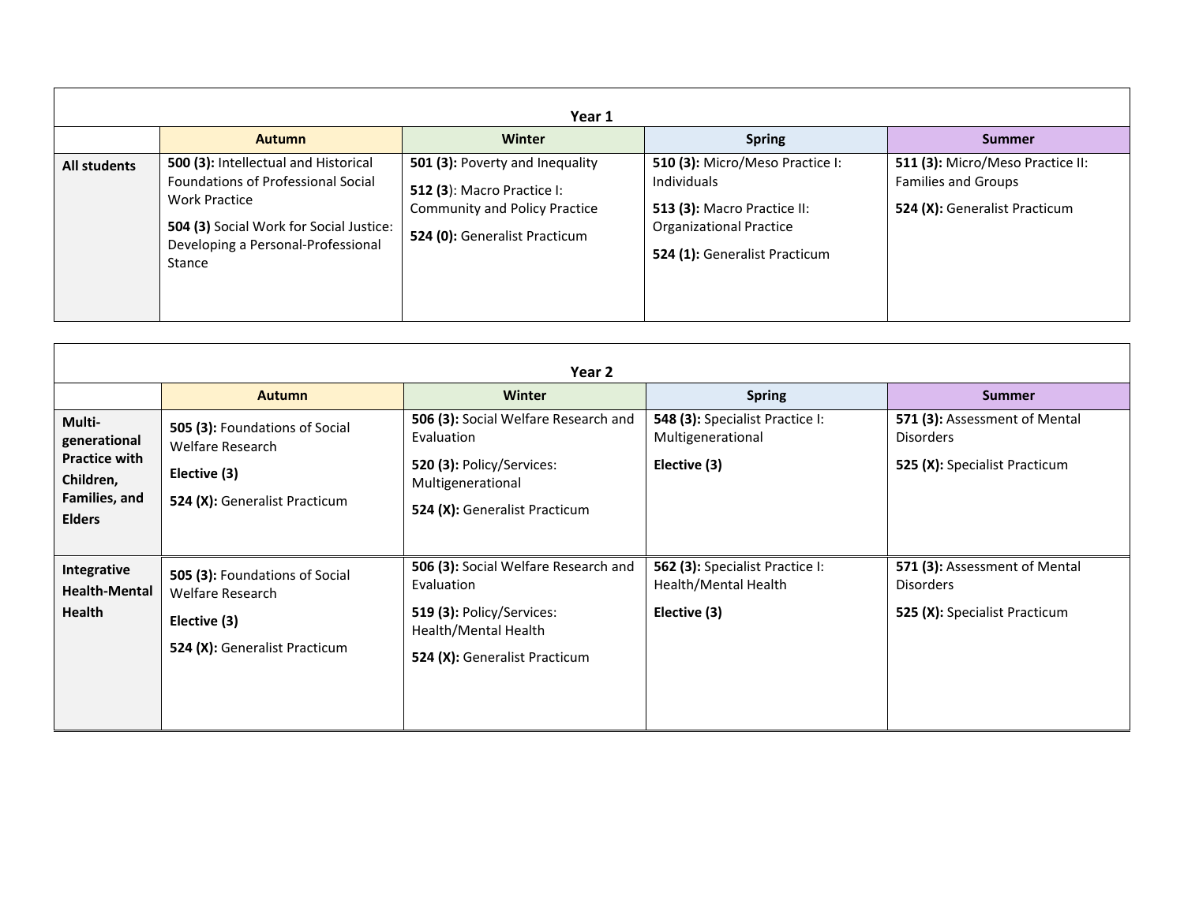## Year 1

| | Autumn | Winter | Spring | Summer |
|---|---|---|---|---|
| **All students** | **500 (3):** Intellectual and Historical Foundations of Professional Social Work Practice<br><br>**504 (3)** Social Work for Social Justice: Developing a Personal-Professional Stance | **501 (3):** Poverty and Inequality<br><br>**512 (3**): Macro Practice I: Community and Policy Practice<br><br>**524 (0):** Generalist Practicum | **510 (3):** Micro/Meso Practice I: Individuals<br><br>**513 (3):** Macro Practice II: Organizational Practice<br><br>**524 (1):** Generalist Practicum | **511 (3):** Micro/Meso Practice II: Families and Groups<br><br>**524 (X):** Generalist Practicum |

## Year 2

| | Autumn | Winter | Spring | Summer |
|---|---|---|---|---|
| **Multi-generational Practice with Children, Families, and Elders** | **505 (3):** Foundations of Social Welfare Research<br><br>**Elective (3)**<br><br>**524 (X):** Generalist Practicum | **506 (3):** Social Welfare Research and Evaluation<br><br>**520 (3):** Policy/Services: Multigenerational<br><br>**524 (X):** Generalist Practicum | **548 (3):** Specialist Practice I: Multigenerational<br><br>**Elective (3)** | **571 (3):** Assessment of Mental Disorders<br><br>**525 (X):** Specialist Practicum |
| **Integrative Health-Mental Health** | **505 (3):** Foundations of Social Welfare Research<br><br>**Elective (3)**<br><br>**524 (X):** Generalist Practicum | **506 (3):** Social Welfare Research and Evaluation<br><br>**519 (3):** Policy/Services: Health/Mental Health<br><br>**524 (X):** Generalist Practicum | **562 (3):** Specialist Practice I: Health/Mental Health<br><br>**Elective (3)** | **571 (3):** Assessment of Mental Disorders<br><br>**525 (X):** Specialist Practicum |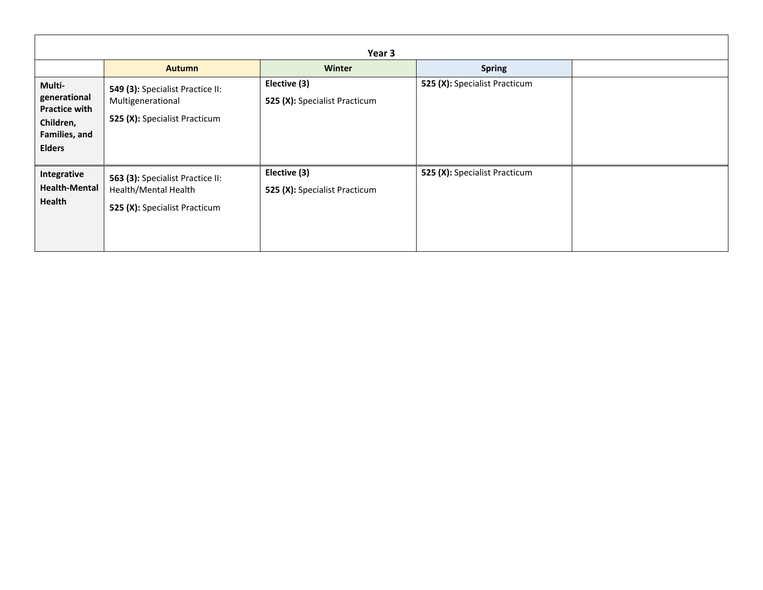| Year 3 | | | | |
|---|---|---|---|---|
| | **Autumn** | **Winter** | **Spring** | |
| **Multi-generational Practice with Children, Families, and Elders** | **549 (3):** Specialist Practice II: Multigenerational<br>**525 (X):** Specialist Practicum | **Elective (3)**<br>**525 (X):** Specialist Practicum | **525 (X):** Specialist Practicum | |
| **Integrative Health-Mental Health** | **563 (3):** Specialist Practice II: Health/Mental Health<br>**525 (X):** Specialist Practicum | **Elective (3)**<br>**525 (X):** Specialist Practicum | **525 (X):** Specialist Practicum | |